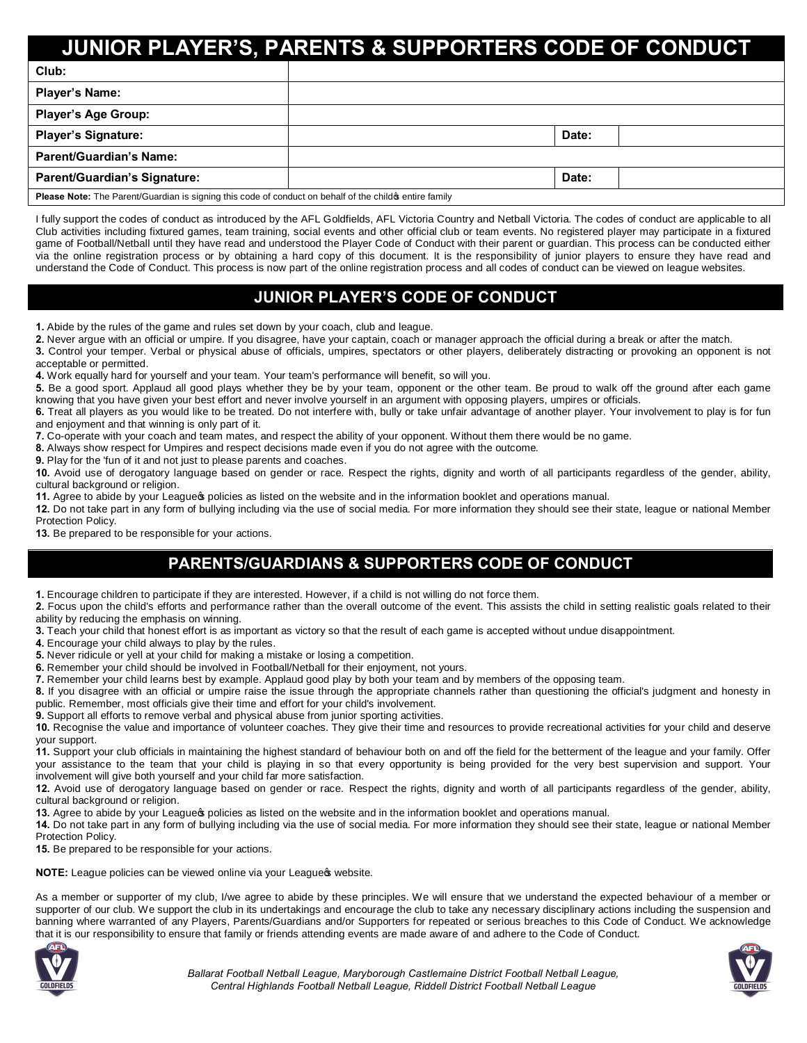# JUNIOR PLAYER'S, PARENTS & SUPPORTERS CODE OF CONDUCT

| Club: | | | |
|---|---|---|---|
| Player's Name: | | | |
| Player's Age Group: | | | |
| Player's Signature: | | Date: | |
| Parent/Guardian's Name: | | | |
| Parent/Guardian's Signature: | | Date: | |

**Please Note:** The Parent/Guardian is signing this code of conduct on behalf of the child's entire family

I fully support the codes of conduct as introduced by the AFL Goldfields, AFL Victoria Country and Netball Victoria. The codes of conduct are applicable to all Club activities including fixtured games, team training, social events and other official club or team events. No registered player may participate in a fixtured game of Football/Netball until they have read and understood the Player Code of Conduct with their parent or guardian. This process can be conducted either via the online registration process or by obtaining a hard copy of this document. It is the responsibility of junior players to ensure they have read and understand the Code of Conduct. This process is now part of the online registration process and all codes of conduct can be viewed on league websites.

## JUNIOR PLAYER'S CODE OF CONDUCT

**1.** Abide by the rules of the game and rules set down by your coach, club and league.
**2.** Never argue with an official or umpire. If you disagree, have your captain, coach or manager approach the official during a break or after the match.
**3.** Control your temper. Verbal or physical abuse of officials, umpires, spectators or other players, deliberately distracting or provoking an opponent is not acceptable or permitted.
**4.** Work equally hard for yourself and your team. Your team's performance will benefit, so will you.
**5.** Be a good sport. Applaud all good plays whether they be by your team, opponent or the other team. Be proud to walk off the ground after each game knowing that you have given your best effort and never involve yourself in an argument with opposing players, umpires or officials.
**6.** Treat all players as you would like to be treated. Do not interfere with, bully or take unfair advantage of another player. Your involvement to play is for fun and enjoyment and that winning is only part of it.
**7.** Co-operate with your coach and team mates, and respect the ability of your opponent. Without them there would be no game.
**8.** Always show respect for Umpires and respect decisions made even if you do not agree with the outcome.
**9.** Play for the 'fun of it and not just to please parents and coaches.
**10.** Avoid use of derogatory language based on gender or race. Respect the rights, dignity and worth of all participants regardless of the gender, ability, cultural background or religion.
**11.** Agree to abide by your League's policies as listed on the website and in the information booklet and operations manual.
**12.** Do not take part in any form of bullying including via the use of social media. For more information they should see their state, league or national Member Protection Policy.
**13.** Be prepared to be responsible for your actions.

## PARENTS/GUARDIANS & SUPPORTERS CODE OF CONDUCT

**1.** Encourage children to participate if they are interested. However, if a child is not willing do not force them.
**2.** Focus upon the child's efforts and performance rather than the overall outcome of the event. This assists the child in setting realistic goals related to their ability by reducing the emphasis on winning.
**3.** Teach your child that honest effort is as important as victory so that the result of each game is accepted without undue disappointment.
**4.** Encourage your child always to play by the rules.
**5.** Never ridicule or yell at your child for making a mistake or losing a competition.
**6.** Remember your child should be involved in Football/Netball for their enjoyment, not yours.
**7.** Remember your child learns best by example. Applaud good play by both your team and by members of the opposing team.
**8.** If you disagree with an official or umpire raise the issue through the appropriate channels rather than questioning the official's judgment and honesty in public. Remember, most officials give their time and effort for your child's involvement.
**9.** Support all efforts to remove verbal and physical abuse from junior sporting activities.
**10.** Recognise the value and importance of volunteer coaches. They give their time and resources to provide recreational activities for your child and deserve your support.
**11.** Support your club officials in maintaining the highest standard of behaviour both on and off the field for the betterment of the league and your family. Offer your assistance to the team that your child is playing in so that every opportunity is being provided for the very best supervision and support. Your involvement will give both yourself and your child far more satisfaction.
**12.** Avoid use of derogatory language based on gender or race. Respect the rights, dignity and worth of all participants regardless of the gender, ability, cultural background or religion.
**13.** Agree to abide by your League's policies as listed on the website and in the information booklet and operations manual.
**14.** Do not take part in any form of bullying including via the use of social media. For more information they should see their state, league or national Member Protection Policy.
**15.** Be prepared to be responsible for your actions.

**NOTE:** League policies can be viewed online via your League's website.

As a member or supporter of my club, I/we agree to abide by these principles. We will ensure that we understand the expected behaviour of a member or supporter of our club. We support the club in its undertakings and encourage the club to take any necessary disciplinary actions including the suspension and banning where warranted of any Players, Parents/Guardians and/or Supporters for repeated or serious breaches to this Code of Conduct. We acknowledge that it is our responsibility to ensure that family or friends attending events are made aware of and adhere to the Code of Conduct.

*Ballarat Football Netball League, Maryborough Castlemaine District Football Netball League, Central Highlands Football Netball League, Riddell District Football Netball League*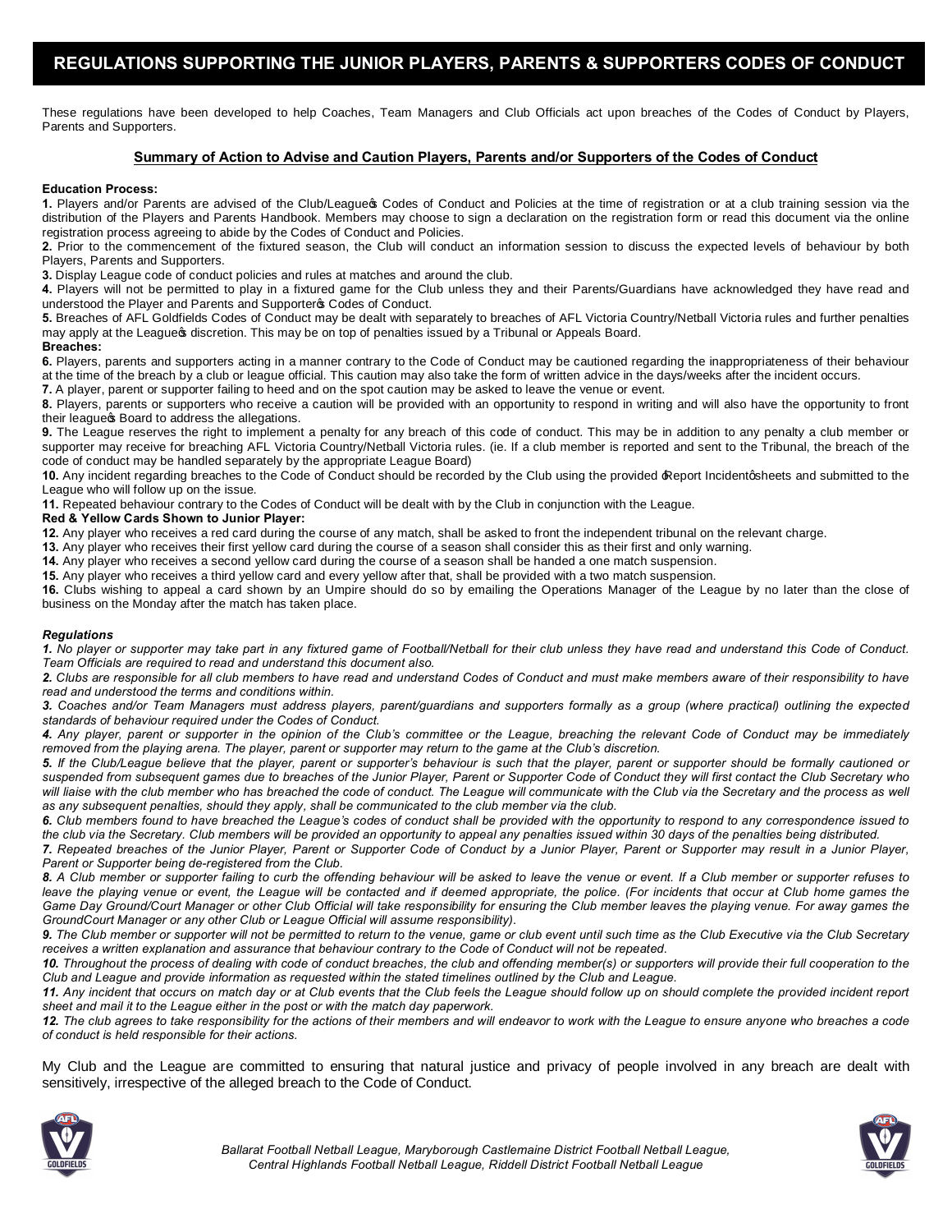# REGULATIONS SUPPORTING THE JUNIOR PLAYERS, PARENTS & SUPPORTERS CODES OF CONDUCT

These regulations have been developed to help Coaches, Team Managers and Club Officials act upon breaches of the Codes of Conduct by Players, Parents and Supporters.

## Summary of Action to Advise and Caution Players, Parents and/or Supporters of the Codes of Conduct

**Education Process:**

**1.** Players and/or Parents are advised of the Club/League's Codes of Conduct and Policies at the time of registration or at a club training session via the distribution of the Players and Parents Handbook. Members may choose to sign a declaration on the registration form or read this document via the online registration process agreeing to abide by the Codes of Conduct and Policies.

**2.** Prior to the commencement of the fixtured season, the Club will conduct an information session to discuss the expected levels of behaviour by both Players, Parents and Supporters.

**3.** Display League code of conduct policies and rules at matches and around the club.

**4.** Players will not be permitted to play in a fixtured game for the Club unless they and their Parents/Guardians have acknowledged they have read and understood the Player and Parents and Supporter's Codes of Conduct.

**5.** Breaches of AFL Goldfields Codes of Conduct may be dealt with separately to breaches of AFL Victoria Country/Netball Victoria rules and further penalties may apply at the League's discretion. This may be on top of penalties issued by a Tribunal or Appeals Board.

**Breaches:**

**6.** Players, parents and supporters acting in a manner contrary to the Code of Conduct may be cautioned regarding the inappropriateness of their behaviour at the time of the breach by a club or league official. This caution may also take the form of written advice in the days/weeks after the incident occurs.

**7.** A player, parent or supporter failing to heed and on the spot caution may be asked to leave the venue or event.

**8.** Players, parents or supporters who receive a caution will be provided with an opportunity to respond in writing and will also have the opportunity to front their league's Board to address the allegations.

**9.** The League reserves the right to implement a penalty for any breach of this code of conduct. This may be in addition to any penalty a club member or supporter may receive for breaching AFL Victoria Country/Netball Victoria rules. (ie. If a club member is reported and sent to the Tribunal, the breach of the code of conduct may be handled separately by the appropriate League Board)

**10.** Any incident regarding breaches to the Code of Conduct should be recorded by the Club using the provided 'Report Incident' sheets and submitted to the League who will follow up on the issue.

**11.** Repeated behaviour contrary to the Codes of Conduct will be dealt with by the Club in conjunction with the League.

**Red & Yellow Cards Shown to Junior Player:**

**12.** Any player who receives a red card during the course of any match, shall be asked to front the independent tribunal on the relevant charge.

**13.** Any player who receives their first yellow card during the course of a season shall consider this as their first and only warning.

**14.** Any player who receives a second yellow card during the course of a season shall be handed a one match suspension.

**15.** Any player who receives a third yellow card and every yellow after that, shall be provided with a two match suspension.

**16.** Clubs wishing to appeal a card shown by an Umpire should do so by emailing the Operations Manager of the League by no later than the close of business on the Monday after the match has taken place.

***Regulations***

***1.*** *No player or supporter may take part in any fixtured game of Football/Netball for their club unless they have read and understand this Code of Conduct. Team Officials are required to read and understand this document also.*

***2.*** *Clubs are responsible for all club members to have read and understand Codes of Conduct and must make members aware of their responsibility to have read and understood the terms and conditions within.*

***3.*** *Coaches and/or Team Managers must address players, parent/guardians and supporters formally as a group (where practical) outlining the expected standards of behaviour required under the Codes of Conduct.*

***4.*** *Any player, parent or supporter in the opinion of the Club's committee or the League, breaching the relevant Code of Conduct may be immediately removed from the playing arena. The player, parent or supporter may return to the game at the Club's discretion.*

***5.*** *If the Club/League believe that the player, parent or supporter's behaviour is such that the player, parent or supporter should be formally cautioned or suspended from subsequent games due to breaches of the Junior Player, Parent or Supporter Code of Conduct they will first contact the Club Secretary who will liaise with the club member who has breached the code of conduct. The League will communicate with the Club via the Secretary and the process as well as any subsequent penalties, should they apply, shall be communicated to the club member via the club.*

***6.*** *Club members found to have breached the League's codes of conduct shall be provided with the opportunity to respond to any correspondence issued to the club via the Secretary. Club members will be provided an opportunity to appeal any penalties issued within 30 days of the penalties being distributed.*

***7.*** *Repeated breaches of the Junior Player, Parent or Supporter Code of Conduct by a Junior Player, Parent or Supporter may result in a Junior Player, Parent or Supporter being de-registered from the Club.*

***8.*** *A Club member or supporter failing to curb the offending behaviour will be asked to leave the venue or event. If a Club member or supporter refuses to leave the playing venue or event, the League will be contacted and if deemed appropriate, the police. (For incidents that occur at Club home games the Game Day Ground/Court Manager or other Club Official will take responsibility for ensuring the Club member leaves the playing venue. For away games the GroundCourt Manager or any other Club or League Official will assume responsibility).*

***9.*** *The Club member or supporter will not be permitted to return to the venue, game or club event until such time as the Club Executive via the Club Secretary receives a written explanation and assurance that behaviour contrary to the Code of Conduct will not be repeated.*

***10.*** *Throughout the process of dealing with code of conduct breaches, the club and offending member(s) or supporters will provide their full cooperation to the Club and League and provide information as requested within the stated timelines outlined by the Club and League.*

***11.*** *Any incident that occurs on match day or at Club events that the Club feels the League should follow up on should complete the provided incident report sheet and mail it to the League either in the post or with the match day paperwork.*

***12.*** *The club agrees to take responsibility for the actions of their members and will endeavor to work with the League to ensure anyone who breaches a code of conduct is held responsible for their actions.*

My Club and the League are committed to ensuring that natural justice and privacy of people involved in any breach are dealt with sensitively, irrespective of the alleged breach to the Code of Conduct.

*Ballarat Football Netball League, Maryborough Castlemaine District Football Netball League, Central Highlands Football Netball League, Riddell District Football Netball League*